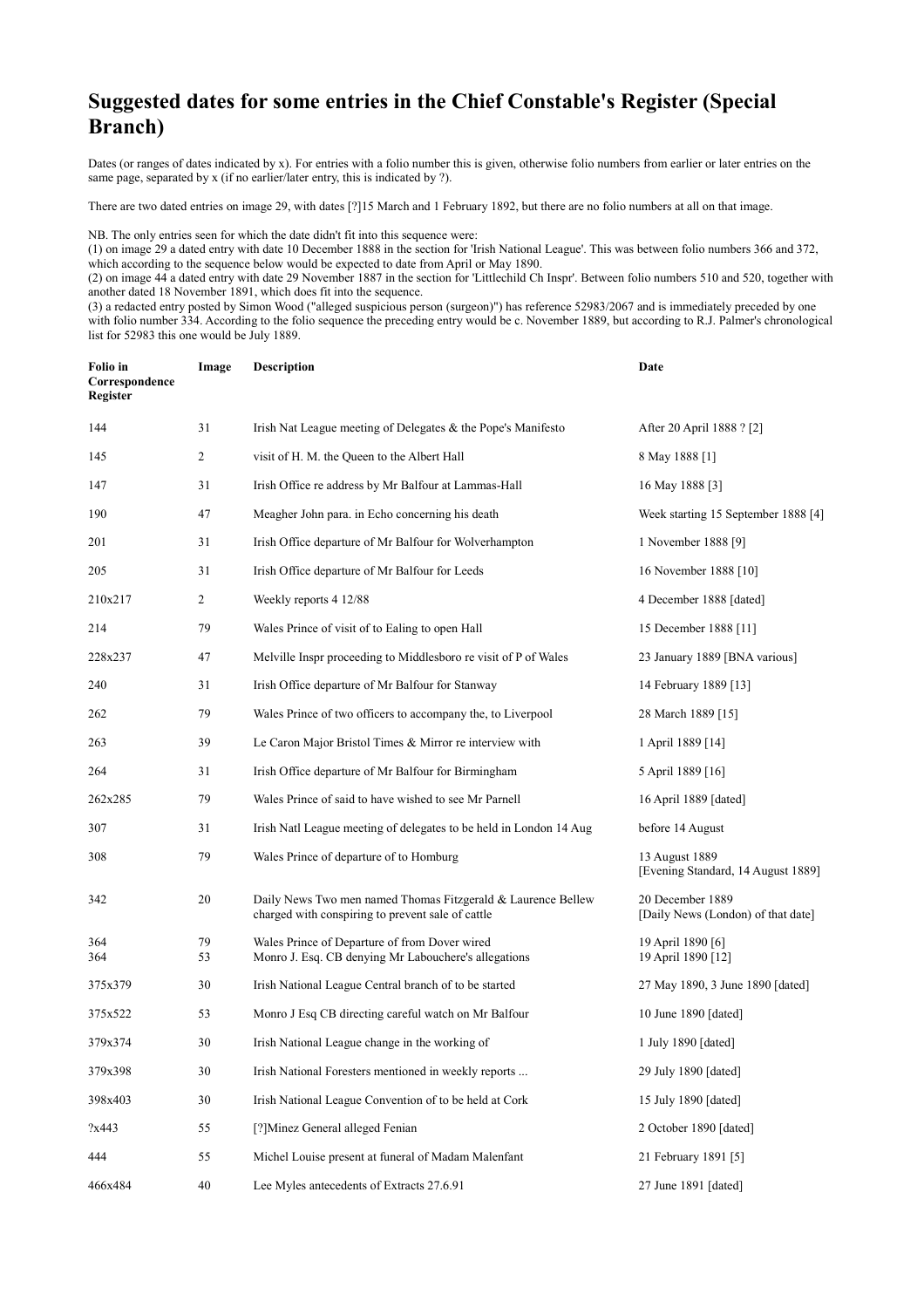# Suggested dates for some entries in the Chief Constable's Register (Special Branch)

Dates (or ranges of dates indicated by x). For entries with a folio number this is given, otherwise folio numbers from earlier or later entries on the same page, separated by x (if no earlier/later entry, this is indicated by ?).

There are two dated entries on image 29, with dates [?]15 March and 1 February 1892, but there are no folio numbers at all on that image.

NB. The only entries seen for which the date didn't fit into this sequence were:
(1) on image 29 a dated entry with date 10 December 1888 in the section for 'Irish National League'. This was between folio numbers 366 and 372, which according to the sequence below would be expected to date from April or May 1890.
(2) on image 44 a dated entry with date 29 November 1887 in the section for 'Littlechild Ch Inspr'. Between folio numbers 510 and 520, together with another dated 18 November 1891, which does fit into the sequence.
(3) a redacted entry posted by Simon Wood ("alleged suspicious person (surgeon)") has reference 52983/2067 and is immediately preceded by one with folio number 334. According to the folio sequence the preceding entry would be c. November 1889, but according to R.J. Palmer's chronological list for 52983 this one would be July 1889.

| Folio in Correspondence Register | Image | Description | Date |
|---|---|---|---|
| 144 | 31 | Irish Nat League meeting of Delegates & the Pope's Manifesto | After 20 April 1888 ? [2] |
| 145 | 2 | visit of H. M. the Queen to the Albert Hall | 8 May 1888 [1] |
| 147 | 31 | Irish Office re address by Mr Balfour at Lammas-Hall | 16 May 1888 [3] |
| 190 | 47 | Meagher John para. in Echo concerning his death | Week starting 15 September 1888 [4] |
| 201 | 31 | Irish Office departure of Mr Balfour for Wolverhampton | 1 November 1888 [9] |
| 205 | 31 | Irish Office departure of Mr Balfour for Leeds | 16 November 1888 [10] |
| 210x217 | 2 | Weekly reports 4 12/88 | 4 December 1888 [dated] |
| 214 | 79 | Wales Prince of visit of to Ealing to open Hall | 15 December 1888 [11] |
| 228x237 | 47 | Melville Inspr proceeding to Middlesboro re visit of P of Wales | 23 January 1889 [BNA various] |
| 240 | 31 | Irish Office departure of Mr Balfour for Stanway | 14 February 1889 [13] |
| 262 | 79 | Wales Prince of two officers to accompany the, to Liverpool | 28 March 1889 [15] |
| 263 | 39 | Le Caron Major Bristol Times & Mirror re interview with | 1 April 1889 [14] |
| 264 | 31 | Irish Office departure of Mr Balfour for Birmingham | 5 April 1889 [16] |
| 262x285 | 79 | Wales Prince of said to have wished to see Mr Parnell | 16 April 1889 [dated] |
| 307 | 31 | Irish Natl League meeting of delegates to be held in London 14 Aug | before 14 August |
| 308 | 79 | Wales Prince of departure of to Homburg | 13 August 1889 [Evening Standard, 14 August 1889] |
| 342 | 20 | Daily News Two men named Thomas Fitzgerald & Laurence Bellew charged with conspiring to prevent sale of cattle | 20 December 1889 [Daily News (London) of that date] |
| 364 | 79 | Wales Prince of Departure of from Dover wired | 19 April 1890 [6] |
| 364 | 53 | Monro J. Esq. CB denying Mr Labouchere's allegations | 19 April 1890 [12] |
| 375x379 | 30 | Irish National League Central branch of to be started | 27 May 1890, 3 June 1890 [dated] |
| 375x522 | 53 | Monro J Esq CB directing careful watch on Mr Balfour | 10 June 1890 [dated] |
| 379x374 | 30 | Irish National League change in the working of | 1 July 1890 [dated] |
| 379x398 | 30 | Irish National Foresters mentioned in weekly reports ... | 29 July 1890 [dated] |
| 398x403 | 30 | Irish National League Convention of to be held at Cork | 15 July 1890 [dated] |
| ?x443 | 55 | [?]Minez General alleged Fenian | 2 October 1890 [dated] |
| 444 | 55 | Michel Louise present at funeral of Madam Malenfant | 21 February 1891 [5] |
| 466x484 | 40 | Lee Myles antecedents of Extracts 27.6.91 | 27 June 1891 [dated] |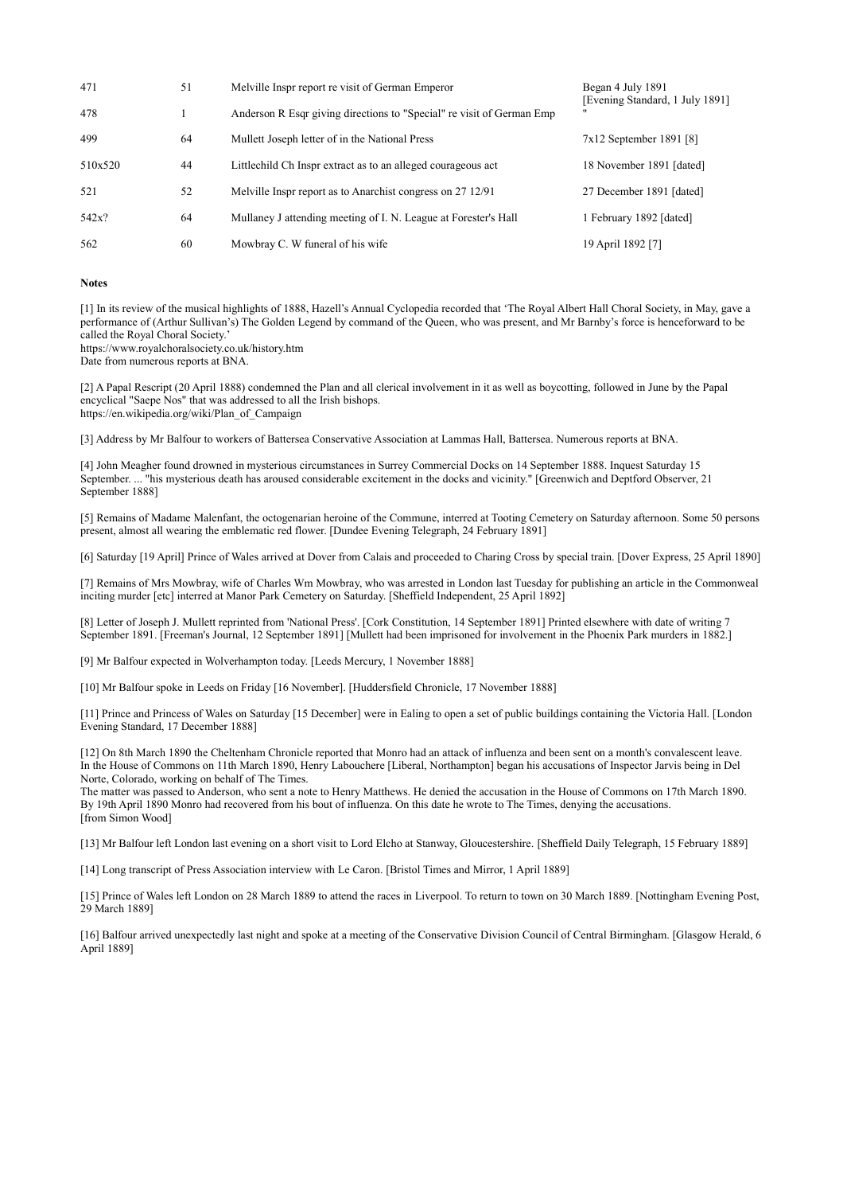| | | | |
|---|---|---|---|
| 471 | 51 | Melville Inspr report re visit of German Emperor | Began 4 July 1891 [Evening Standard, 1 July 1891] |
| 478 | 1 | Anderson R Esqr giving directions to "Special" re visit of German Emp | " |
| 499 | 64 | Mullett Joseph letter of in the National Press | 7x12 September 1891 [8] |
| 510x520 | 44 | Littlechild Ch Inspr extract as to an alleged courageous act | 18 November 1891 [dated] |
| 521 | 52 | Melville Inspr report as to Anarchist congress on 27 12/91 | 27 December 1891 [dated] |
| 542x? | 64 | Mullaney J attending meeting of I. N. League at Forester's Hall | 1 February 1892 [dated] |
| 562 | 60 | Mowbray C. W funeral of his wife | 19 April 1892 [7] |

**Notes**

[1] In its review of the musical highlights of 1888, Hazell's Annual Cyclopedia recorded that 'The Royal Albert Hall Choral Society, in May, gave a performance of (Arthur Sullivan's) The Golden Legend by command of the Queen, who was present, and Mr Barnby's force is henceforward to be called the Royal Choral Society.'
https://www.royalchoralsociety.co.uk/history.htm
Date from numerous reports at BNA.

[2] A Papal Rescript (20 April 1888) condemned the Plan and all clerical involvement in it as well as boycotting, followed in June by the Papal encyclical "Saepe Nos" that was addressed to all the Irish bishops.
https://en.wikipedia.org/wiki/Plan_of_Campaign

[3] Address by Mr Balfour to workers of Battersea Conservative Association at Lammas Hall, Battersea. Numerous reports at BNA.

[4] John Meagher found drowned in mysterious circumstances in Surrey Commercial Docks on 14 September 1888. Inquest Saturday 15 September. ... "his mysterious death has aroused considerable excitement in the docks and vicinity." [Greenwich and Deptford Observer, 21 September 1888]

[5] Remains of Madame Malenfant, the octogenarian heroine of the Commune, interred at Tooting Cemetery on Saturday afternoon. Some 50 persons present, almost all wearing the emblematic red flower. [Dundee Evening Telegraph, 24 February 1891]

[6] Saturday [19 April] Prince of Wales arrived at Dover from Calais and proceeded to Charing Cross by special train. [Dover Express, 25 April 1890]

[7] Remains of Mrs Mowbray, wife of Charles Wm Mowbray, who was arrested in London last Tuesday for publishing an article in the Commonweal inciting murder [etc] interred at Manor Park Cemetery on Saturday. [Sheffield Independent, 25 April 1892]

[8] Letter of Joseph J. Mullett reprinted from 'National Press'. [Cork Constitution, 14 September 1891] Printed elsewhere with date of writing 7 September 1891. [Freeman's Journal, 12 September 1891] [Mullett had been imprisoned for involvement in the Phoenix Park murders in 1882.]

[9] Mr Balfour expected in Wolverhampton today. [Leeds Mercury, 1 November 1888]

[10] Mr Balfour spoke in Leeds on Friday [16 November]. [Huddersfield Chronicle, 17 November 1888]

[11] Prince and Princess of Wales on Saturday [15 December] were in Ealing to open a set of public buildings containing the Victoria Hall. [London Evening Standard, 17 December 1888]

[12] On 8th March 1890 the Cheltenham Chronicle reported that Monro had an attack of influenza and been sent on a month's convalescent leave. In the House of Commons on 11th March 1890, Henry Labouchere [Liberal, Northampton] began his accusations of Inspector Jarvis being in Del Norte, Colorado, working on behalf of The Times.
The matter was passed to Anderson, who sent a note to Henry Matthews. He denied the accusation in the House of Commons on 17th March 1890.
By 19th April 1890 Monro had recovered from his bout of influenza. On this date he wrote to The Times, denying the accusations.
[from Simon Wood]

[13] Mr Balfour left London last evening on a short visit to Lord Elcho at Stanway, Gloucestershire. [Sheffield Daily Telegraph, 15 February 1889]

[14] Long transcript of Press Association interview with Le Caron. [Bristol Times and Mirror, 1 April 1889]

[15] Prince of Wales left London on 28 March 1889 to attend the races in Liverpool. To return to town on 30 March 1889. [Nottingham Evening Post, 29 March 1889]

[16] Balfour arrived unexpectedly last night and spoke at a meeting of the Conservative Division Council of Central Birmingham. [Glasgow Herald, 6 April 1889]